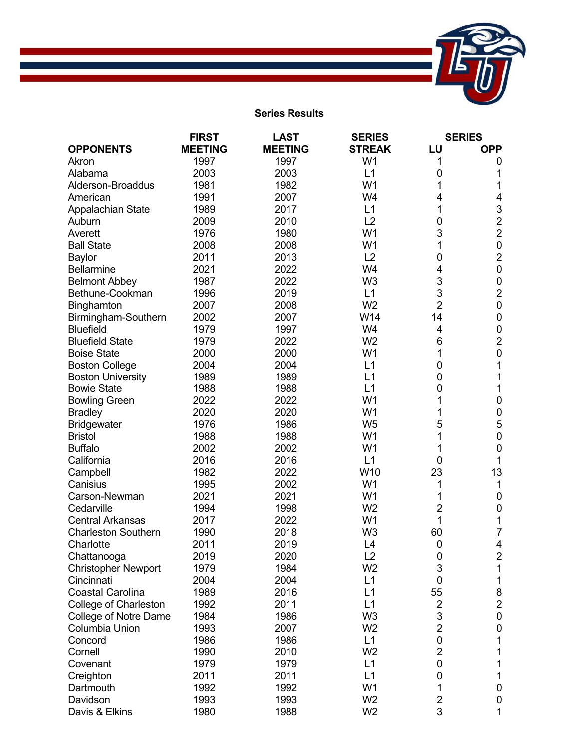## Series Results

| OPPONENTS | FIRST MEETING | LAST MEETING | SERIES STREAK | SERIES LU | OPP |
|---|---|---|---|---|---|
| Akron | 1997 | 1997 | W1 | 1 | 0 |
| Alabama | 2003 | 2003 | L1 | 0 | 1 |
| Alderson-Broaddus | 1981 | 1982 | W1 | 1 | 1 |
| American | 1991 | 2007 | W4 | 4 | 4 |
| Appalachian State | 1989 | 2017 | L1 | 1 | 3 |
| Auburn | 2009 | 2010 | L2 | 0 | 2 |
| Averett | 1976 | 1980 | W1 | 3 | 2 |
| Ball State | 2008 | 2008 | W1 | 1 | 0 |
| Baylor | 2011 | 2013 | L2 | 0 | 2 |
| Bellarmine | 2021 | 2022 | W4 | 4 | 0 |
| Belmont Abbey | 1987 | 2022 | W3 | 3 | 0 |
| Bethune-Cookman | 1996 | 2019 | L1 | 3 | 2 |
| Binghamton | 2007 | 2008 | W2 | 2 | 0 |
| Birmingham-Southern | 2002 | 2007 | W14 | 14 | 0 |
| Bluefield | 1979 | 1997 | W4 | 4 | 0 |
| Bluefield State | 1979 | 2022 | W2 | 6 | 2 |
| Boise State | 2000 | 2000 | W1 | 1 | 0 |
| Boston College | 2004 | 2004 | L1 | 0 | 1 |
| Boston University | 1989 | 1989 | L1 | 0 | 1 |
| Bowie State | 1988 | 1988 | L1 | 0 | 1 |
| Bowling Green | 2022 | 2022 | W1 | 1 | 0 |
| Bradley | 2020 | 2020 | W1 | 1 | 0 |
| Bridgewater | 1976 | 1986 | W5 | 5 | 5 |
| Bristol | 1988 | 1988 | W1 | 1 | 0 |
| Buffalo | 2002 | 2002 | W1 | 1 | 0 |
| California | 2016 | 2016 | L1 | 0 | 1 |
| Campbell | 1982 | 2022 | W10 | 23 | 13 |
| Canisius | 1995 | 2002 | W1 | 1 | 1 |
| Carson-Newman | 2021 | 2021 | W1 | 1 | 0 |
| Cedarville | 1994 | 1998 | W2 | 2 | 0 |
| Central Arkansas | 2017 | 2022 | W1 | 1 | 1 |
| Charleston Southern | 1990 | 2018 | W3 | 60 | 7 |
| Charlotte | 2011 | 2019 | L4 | 0 | 4 |
| Chattanooga | 2019 | 2020 | L2 | 0 | 2 |
| Christopher Newport | 1979 | 1984 | W2 | 3 | 1 |
| Cincinnati | 2004 | 2004 | L1 | 0 | 1 |
| Coastal Carolina | 1989 | 2016 | L1 | 55 | 8 |
| College of Charleston | 1992 | 2011 | L1 | 2 | 2 |
| College of Notre Dame | 1984 | 1986 | W3 | 3 | 0 |
| Columbia Union | 1993 | 2007 | W2 | 2 | 0 |
| Concord | 1986 | 1986 | L1 | 0 | 1 |
| Cornell | 1990 | 2010 | W2 | 2 | 1 |
| Covenant | 1979 | 1979 | L1 | 0 | 1 |
| Creighton | 2011 | 2011 | L1 | 0 | 1 |
| Dartmouth | 1992 | 1992 | W1 | 1 | 0 |
| Davidson | 1993 | 1993 | W2 | 2 | 0 |
| Davis & Elkins | 1980 | 1988 | W2 | 3 | 1 |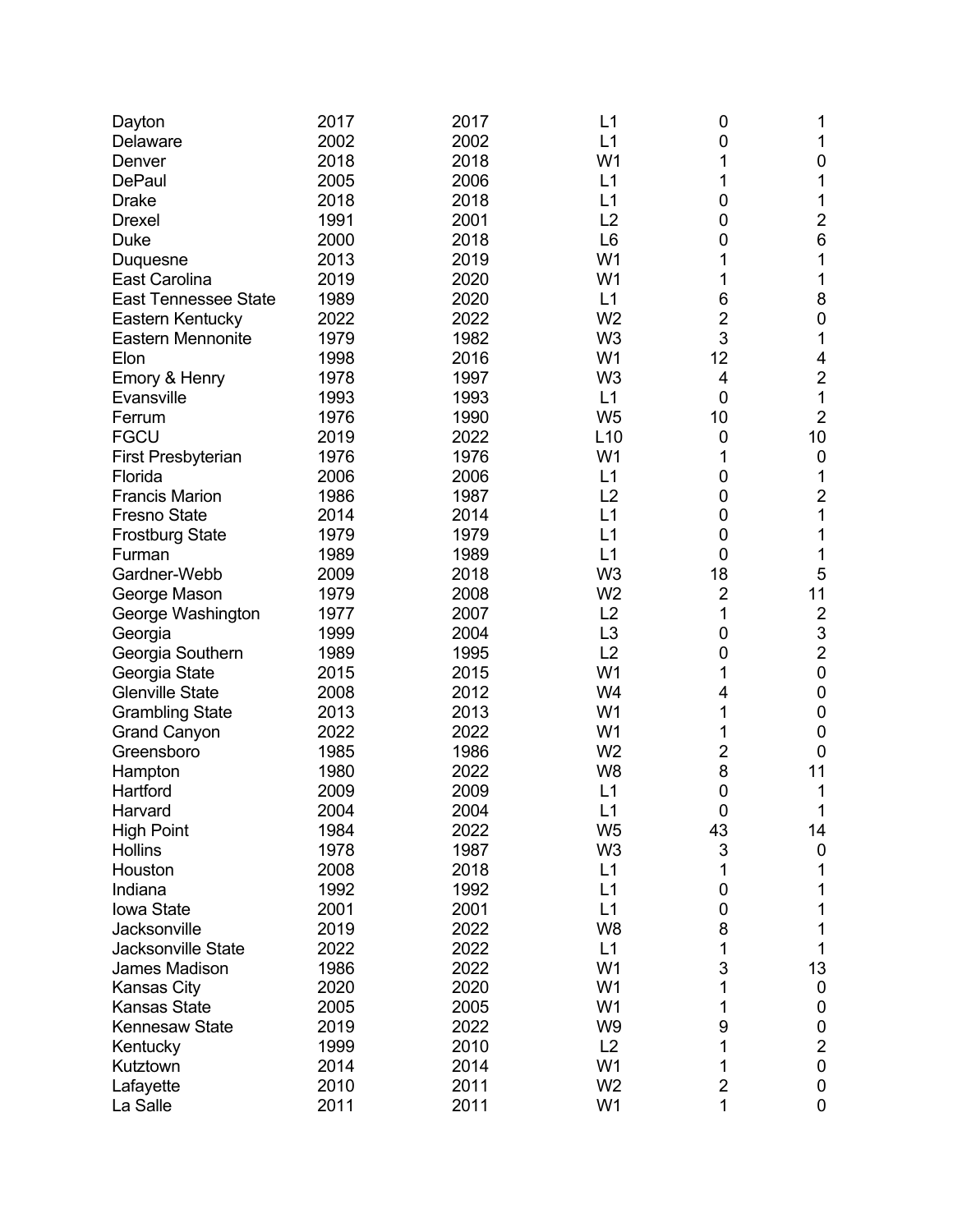| | | | | | |
|---|---|---|---|---|---|
| Dayton | 2017 | 2017 | L1 | 0 | 1 |
| Delaware | 2002 | 2002 | L1 | 0 | 1 |
| Denver | 2018 | 2018 | W1 | 1 | 0 |
| DePaul | 2005 | 2006 | L1 | 1 | 1 |
| Drake | 2018 | 2018 | L1 | 0 | 1 |
| Drexel | 1991 | 2001 | L2 | 0 | 2 |
| Duke | 2000 | 2018 | L6 | 0 | 6 |
| Duquesne | 2013 | 2019 | W1 | 1 | 1 |
| East Carolina | 2019 | 2020 | W1 | 1 | 1 |
| East Tennessee State | 1989 | 2020 | L1 | 6 | 8 |
| Eastern Kentucky | 2022 | 2022 | W2 | 2 | 0 |
| Eastern Mennonite | 1979 | 1982 | W3 | 3 | 1 |
| Elon | 1998 | 2016 | W1 | 12 | 4 |
| Emory & Henry | 1978 | 1997 | W3 | 4 | 2 |
| Evansville | 1993 | 1993 | L1 | 0 | 1 |
| Ferrum | 1976 | 1990 | W5 | 10 | 2 |
| FGCU | 2019 | 2022 | L10 | 0 | 10 |
| First Presbyterian | 1976 | 1976 | W1 | 1 | 0 |
| Florida | 2006 | 2006 | L1 | 0 | 1 |
| Francis Marion | 1986 | 1987 | L2 | 0 | 2 |
| Fresno State | 2014 | 2014 | L1 | 0 | 1 |
| Frostburg State | 1979 | 1979 | L1 | 0 | 1 |
| Furman | 1989 | 1989 | L1 | 0 | 1 |
| Gardner-Webb | 2009 | 2018 | W3 | 18 | 5 |
| George Mason | 1979 | 2008 | W2 | 2 | 11 |
| George Washington | 1977 | 2007 | L2 | 1 | 2 |
| Georgia | 1999 | 2004 | L3 | 0 | 3 |
| Georgia Southern | 1989 | 1995 | L2 | 0 | 2 |
| Georgia State | 2015 | 2015 | W1 | 1 | 0 |
| Glenville State | 2008 | 2012 | W4 | 4 | 0 |
| Grambling State | 2013 | 2013 | W1 | 1 | 0 |
| Grand Canyon | 2022 | 2022 | W1 | 1 | 0 |
| Greensboro | 1985 | 1986 | W2 | 2 | 0 |
| Hampton | 1980 | 2022 | W8 | 8 | 11 |
| Hartford | 2009 | 2009 | L1 | 0 | 1 |
| Harvard | 2004 | 2004 | L1 | 0 | 1 |
| High Point | 1984 | 2022 | W5 | 43 | 14 |
| Hollins | 1978 | 1987 | W3 | 3 | 0 |
| Houston | 2008 | 2018 | L1 | 1 | 1 |
| Indiana | 1992 | 1992 | L1 | 0 | 1 |
| Iowa State | 2001 | 2001 | L1 | 0 | 1 |
| Jacksonville | 2019 | 2022 | W8 | 8 | 1 |
| Jacksonville State | 2022 | 2022 | L1 | 1 | 1 |
| James Madison | 1986 | 2022 | W1 | 3 | 13 |
| Kansas City | 2020 | 2020 | W1 | 1 | 0 |
| Kansas State | 2005 | 2005 | W1 | 1 | 0 |
| Kennesaw State | 2019 | 2022 | W9 | 9 | 0 |
| Kentucky | 1999 | 2010 | L2 | 1 | 2 |
| Kutztown | 2014 | 2014 | W1 | 1 | 0 |
| Lafayette | 2010 | 2011 | W2 | 2 | 0 |
| La Salle | 2011 | 2011 | W1 | 1 | 0 |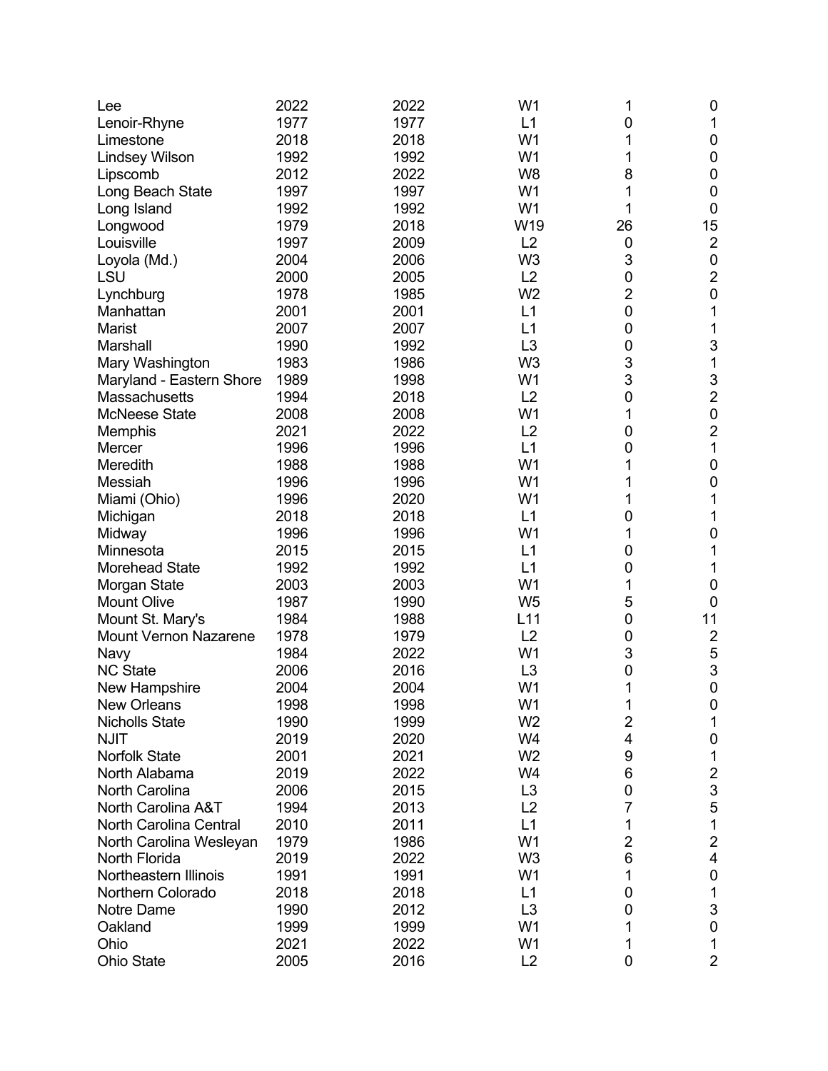| | | | | | |
|---|---|---|---|---|---|
| Lee | 2022 | 2022 | W1 | 1 | 0 |
| Lenoir-Rhyne | 1977 | 1977 | L1 | 0 | 1 |
| Limestone | 2018 | 2018 | W1 | 1 | 0 |
| Lindsey Wilson | 1992 | 1992 | W1 | 1 | 0 |
| Lipscomb | 2012 | 2022 | W8 | 8 | 0 |
| Long Beach State | 1997 | 1997 | W1 | 1 | 0 |
| Long Island | 1992 | 1992 | W1 | 1 | 0 |
| Longwood | 1979 | 2018 | W19 | 26 | 15 |
| Louisville | 1997 | 2009 | L2 | 0 | 2 |
| Loyola (Md.) | 2004 | 2006 | W3 | 3 | 0 |
| LSU | 2000 | 2005 | L2 | 0 | 2 |
| Lynchburg | 1978 | 1985 | W2 | 2 | 0 |
| Manhattan | 2001 | 2001 | L1 | 0 | 1 |
| Marist | 2007 | 2007 | L1 | 0 | 1 |
| Marshall | 1990 | 1992 | L3 | 0 | 3 |
| Mary Washington | 1983 | 1986 | W3 | 3 | 1 |
| Maryland - Eastern Shore | 1989 | 1998 | W1 | 3 | 3 |
| Massachusetts | 1994 | 2018 | L2 | 0 | 2 |
| McNeese State | 2008 | 2008 | W1 | 1 | 0 |
| Memphis | 2021 | 2022 | L2 | 0 | 2 |
| Mercer | 1996 | 1996 | L1 | 0 | 1 |
| Meredith | 1988 | 1988 | W1 | 1 | 0 |
| Messiah | 1996 | 1996 | W1 | 1 | 0 |
| Miami (Ohio) | 1996 | 2020 | W1 | 1 | 1 |
| Michigan | 2018 | 2018 | L1 | 0 | 1 |
| Midway | 1996 | 1996 | W1 | 1 | 0 |
| Minnesota | 2015 | 2015 | L1 | 0 | 1 |
| Morehead State | 1992 | 1992 | L1 | 0 | 1 |
| Morgan State | 2003 | 2003 | W1 | 1 | 0 |
| Mount Olive | 1987 | 1990 | W5 | 5 | 0 |
| Mount St. Mary's | 1984 | 1988 | L11 | 0 | 11 |
| Mount Vernon Nazarene | 1978 | 1979 | L2 | 0 | 2 |
| Navy | 1984 | 2022 | W1 | 3 | 5 |
| NC State | 2006 | 2016 | L3 | 0 | 3 |
| New Hampshire | 2004 | 2004 | W1 | 1 | 0 |
| New Orleans | 1998 | 1998 | W1 | 1 | 0 |
| Nicholls State | 1990 | 1999 | W2 | 2 | 1 |
| NJIT | 2019 | 2020 | W4 | 4 | 0 |
| Norfolk State | 2001 | 2021 | W2 | 9 | 1 |
| North Alabama | 2019 | 2022 | W4 | 6 | 2 |
| North Carolina | 2006 | 2015 | L3 | 0 | 3 |
| North Carolina A&T | 1994 | 2013 | L2 | 7 | 5 |
| North Carolina Central | 2010 | 2011 | L1 | 1 | 1 |
| North Carolina Wesleyan | 1979 | 1986 | W1 | 2 | 2 |
| North Florida | 2019 | 2022 | W3 | 6 | 4 |
| Northeastern Illinois | 1991 | 1991 | W1 | 1 | 0 |
| Northern Colorado | 2018 | 2018 | L1 | 0 | 1 |
| Notre Dame | 1990 | 2012 | L3 | 0 | 3 |
| Oakland | 1999 | 1999 | W1 | 1 | 0 |
| Ohio | 2021 | 2022 | W1 | 1 | 1 |
| Ohio State | 2005 | 2016 | L2 | 0 | 2 |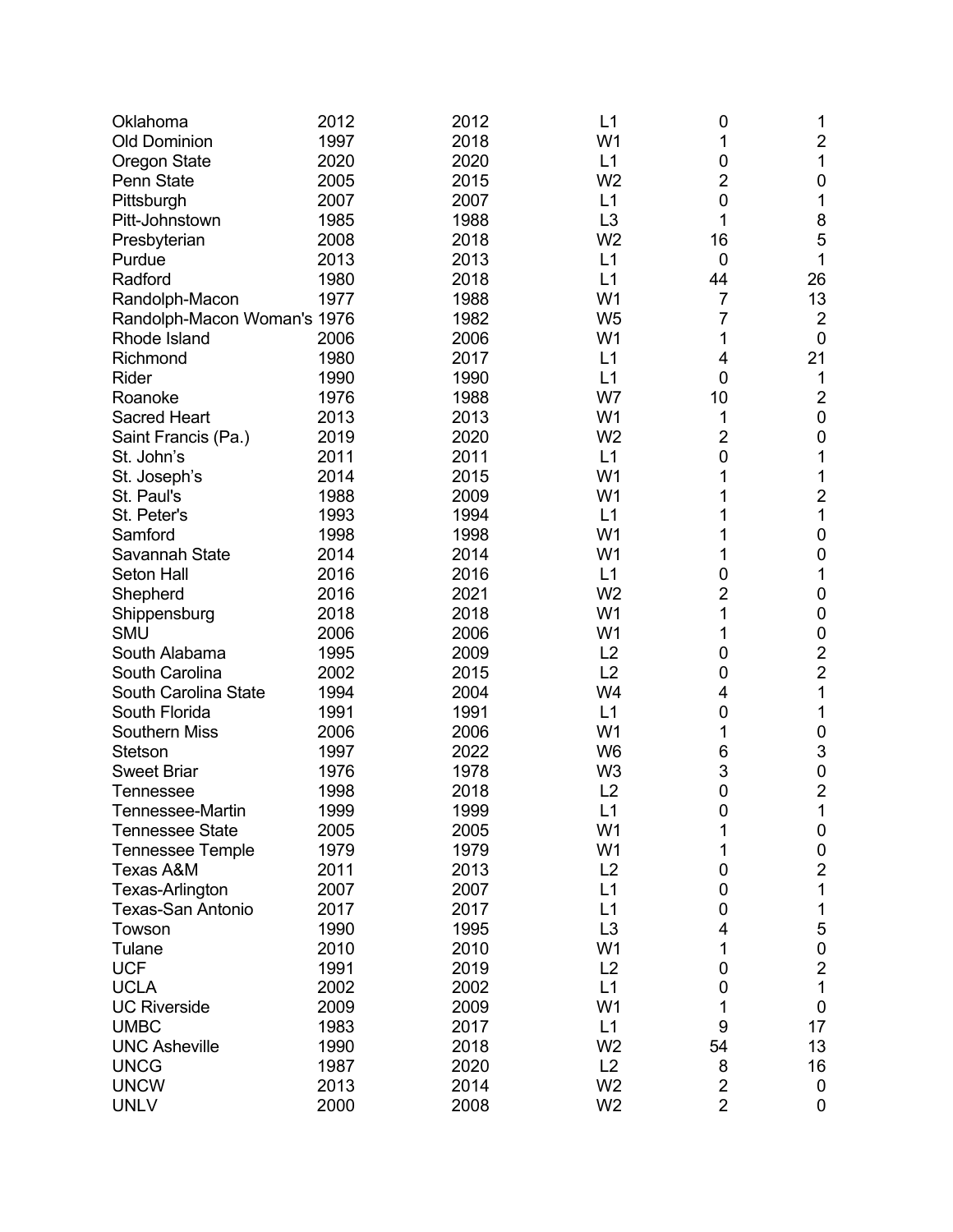| | | | | | |
|---|---|---|---|---|---|
| Oklahoma | 2012 | 2012 | L1 | 0 | 1 |
| Old Dominion | 1997 | 2018 | W1 | 1 | 2 |
| Oregon State | 2020 | 2020 | L1 | 0 | 1 |
| Penn State | 2005 | 2015 | W2 | 2 | 0 |
| Pittsburgh | 2007 | 2007 | L1 | 0 | 1 |
| Pitt-Johnstown | 1985 | 1988 | L3 | 1 | 8 |
| Presbyterian | 2008 | 2018 | W2 | 16 | 5 |
| Purdue | 2013 | 2013 | L1 | 0 | 1 |
| Radford | 1980 | 2018 | L1 | 44 | 26 |
| Randolph-Macon | 1977 | 1988 | W1 | 7 | 13 |
| Randolph-Macon Woman's | 1976 | 1982 | W5 | 7 | 2 |
| Rhode Island | 2006 | 2006 | W1 | 1 | 0 |
| Richmond | 1980 | 2017 | L1 | 4 | 21 |
| Rider | 1990 | 1990 | L1 | 0 | 1 |
| Roanoke | 1976 | 1988 | W7 | 10 | 2 |
| Sacred Heart | 2013 | 2013 | W1 | 1 | 0 |
| Saint Francis (Pa.) | 2019 | 2020 | W2 | 2 | 0 |
| St. John's | 2011 | 2011 | L1 | 0 | 1 |
| St. Joseph's | 2014 | 2015 | W1 | 1 | 1 |
| St. Paul's | 1988 | 2009 | W1 | 1 | 2 |
| St. Peter's | 1993 | 1994 | L1 | 1 | 1 |
| Samford | 1998 | 1998 | W1 | 1 | 0 |
| Savannah State | 2014 | 2014 | W1 | 1 | 0 |
| Seton Hall | 2016 | 2016 | L1 | 0 | 1 |
| Shepherd | 2016 | 2021 | W2 | 2 | 0 |
| Shippensburg | 2018 | 2018 | W1 | 1 | 0 |
| SMU | 2006 | 2006 | W1 | 1 | 0 |
| South Alabama | 1995 | 2009 | L2 | 0 | 2 |
| South Carolina | 2002 | 2015 | L2 | 0 | 2 |
| South Carolina State | 1994 | 2004 | W4 | 4 | 1 |
| South Florida | 1991 | 1991 | L1 | 0 | 1 |
| Southern Miss | 2006 | 2006 | W1 | 1 | 0 |
| Stetson | 1997 | 2022 | W6 | 6 | 3 |
| Sweet Briar | 1976 | 1978 | W3 | 3 | 0 |
| Tennessee | 1998 | 2018 | L2 | 0 | 2 |
| Tennessee-Martin | 1999 | 1999 | L1 | 0 | 1 |
| Tennessee State | 2005 | 2005 | W1 | 1 | 0 |
| Tennessee Temple | 1979 | 1979 | W1 | 1 | 0 |
| Texas A&M | 2011 | 2013 | L2 | 0 | 2 |
| Texas-Arlington | 2007 | 2007 | L1 | 0 | 1 |
| Texas-San Antonio | 2017 | 2017 | L1 | 0 | 1 |
| Towson | 1990 | 1995 | L3 | 4 | 5 |
| Tulane | 2010 | 2010 | W1 | 1 | 0 |
| UCF | 1991 | 2019 | L2 | 0 | 2 |
| UCLA | 2002 | 2002 | L1 | 0 | 1 |
| UC Riverside | 2009 | 2009 | W1 | 1 | 0 |
| UMBC | 1983 | 2017 | L1 | 9 | 17 |
| UNC Asheville | 1990 | 2018 | W2 | 54 | 13 |
| UNCG | 1987 | 2020 | L2 | 8 | 16 |
| UNCW | 2013 | 2014 | W2 | 2 | 0 |
| UNLV | 2000 | 2008 | W2 | 2 | 0 |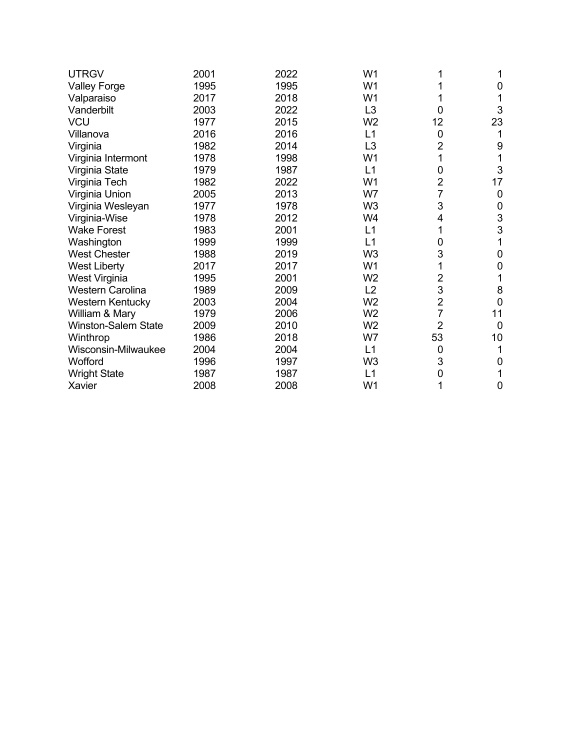| | | | | | |
|---|---|---|---|---|---|
| UTRGV | 2001 | 2022 | W1 | 1 | 1 |
| Valley Forge | 1995 | 1995 | W1 | 1 | 0 |
| Valparaiso | 2017 | 2018 | W1 | 1 | 1 |
| Vanderbilt | 2003 | 2022 | L3 | 0 | 3 |
| VCU | 1977 | 2015 | W2 | 12 | 23 |
| Villanova | 2016 | 2016 | L1 | 0 | 1 |
| Virginia | 1982 | 2014 | L3 | 2 | 9 |
| Virginia Intermont | 1978 | 1998 | W1 | 1 | 1 |
| Virginia State | 1979 | 1987 | L1 | 0 | 3 |
| Virginia Tech | 1982 | 2022 | W1 | 2 | 17 |
| Virginia Union | 2005 | 2013 | W7 | 7 | 0 |
| Virginia Wesleyan | 1977 | 1978 | W3 | 3 | 0 |
| Virginia-Wise | 1978 | 2012 | W4 | 4 | 3 |
| Wake Forest | 1983 | 2001 | L1 | 1 | 3 |
| Washington | 1999 | 1999 | L1 | 0 | 1 |
| West Chester | 1988 | 2019 | W3 | 3 | 0 |
| West Liberty | 2017 | 2017 | W1 | 1 | 0 |
| West Virginia | 1995 | 2001 | W2 | 2 | 1 |
| Western Carolina | 1989 | 2009 | L2 | 3 | 8 |
| Western Kentucky | 2003 | 2004 | W2 | 2 | 0 |
| William & Mary | 1979 | 2006 | W2 | 7 | 11 |
| Winston-Salem State | 2009 | 2010 | W2 | 2 | 0 |
| Winthrop | 1986 | 2018 | W7 | 53 | 10 |
| Wisconsin-Milwaukee | 2004 | 2004 | L1 | 0 | 1 |
| Wofford | 1996 | 1997 | W3 | 3 | 0 |
| Wright State | 1987 | 1987 | L1 | 0 | 1 |
| Xavier | 2008 | 2008 | W1 | 1 | 0 |